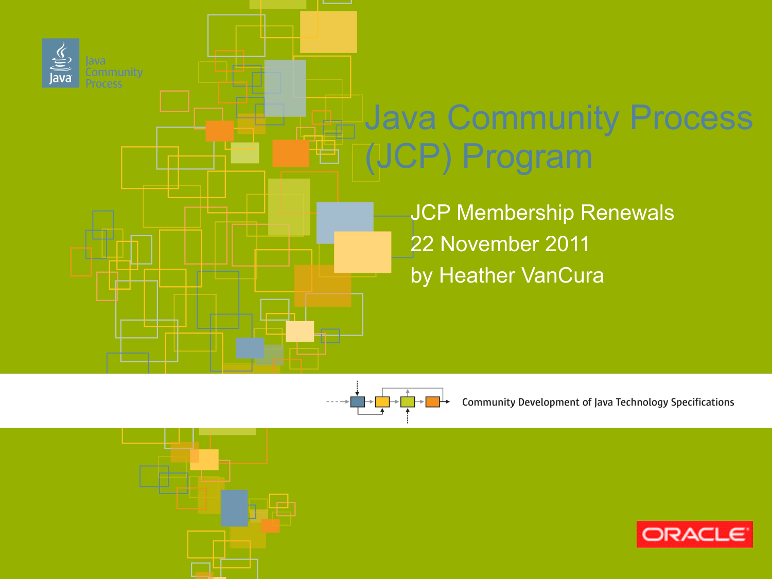Java Community Process

# Java Community Process (JCP) Program

JCP Membership Renewals

22 November 2011

by Heather VanCura

Community Development of Java Technology Specifications

ORACLE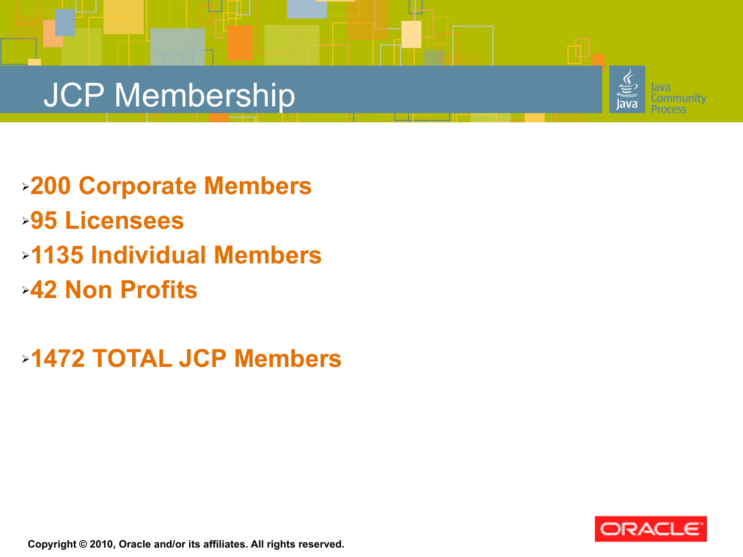# JCP Membership

- 200 Corporate Members
- 95 Licensees
- 1135 Individual Members
- 42 Non Profits

- 1472 TOTAL JCP Members

Copyright © 2010, Oracle and/or its affiliates. All rights reserved.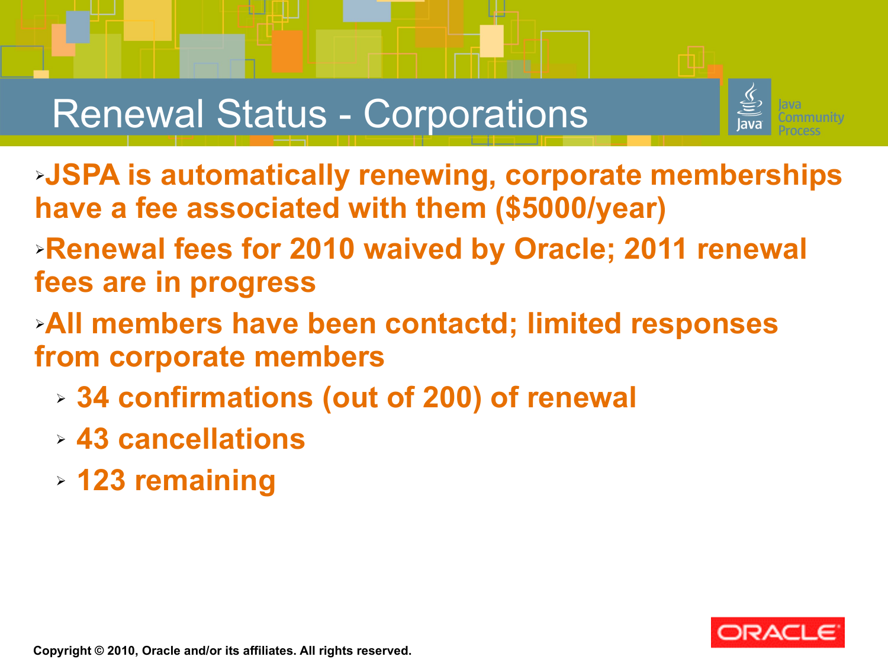# Renewal Status - Corporations

- JSPA is automatically renewing, corporate memberships have a fee associated with them ($5000/year)
- Renewal fees for 2010 waived by Oracle; 2011 renewal fees are in progress
- All members have been contactd; limited responses from corporate members
  - 34 confirmations (out of 200) of renewal
  - 43 cancellations
  - 123 remaining

Copyright © 2010, Oracle and/or its affiliates. All rights reserved.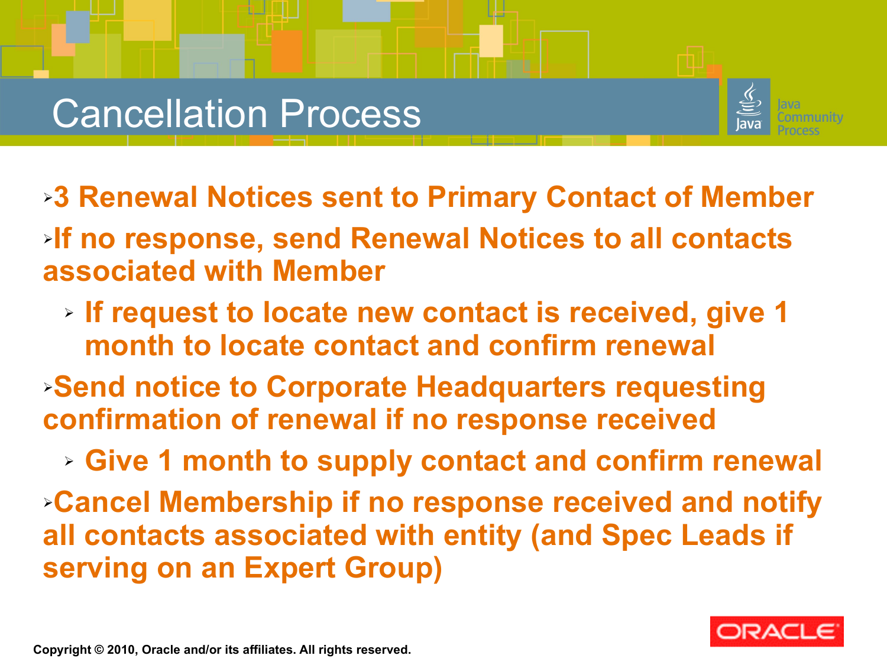# Cancellation Process

- 3 Renewal Notices sent to Primary Contact of Member
- If no response, send Renewal Notices to all contacts associated with Member
  - If request to locate new contact is received, give 1 month to locate contact and confirm renewal
- Send notice to Corporate Headquarters requesting confirmation of renewal if no response received
  - Give 1 month to supply contact and confirm renewal
- Cancel Membership if no response received and notify all contacts associated with entity (and Spec Leads if serving on an Expert Group)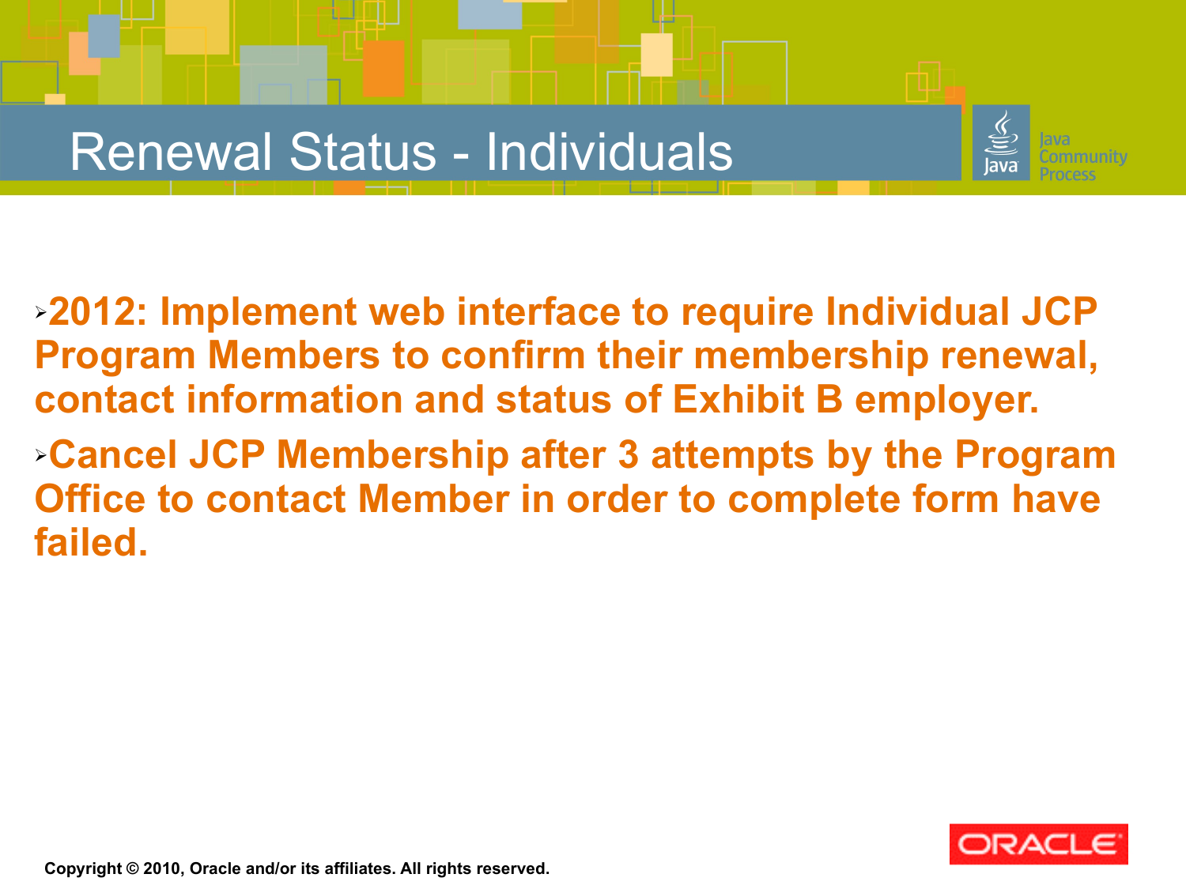# Renewal Status - Individuals

- **2012: Implement web interface to require Individual JCP Program Members to confirm their membership renewal, contact information and status of Exhibit B employer.**
- **Cancel JCP Membership after 3 attempts by the Program Office to contact Member in order to complete form have failed.**

Copyright © 2010, Oracle and/or its affiliates. All rights reserved.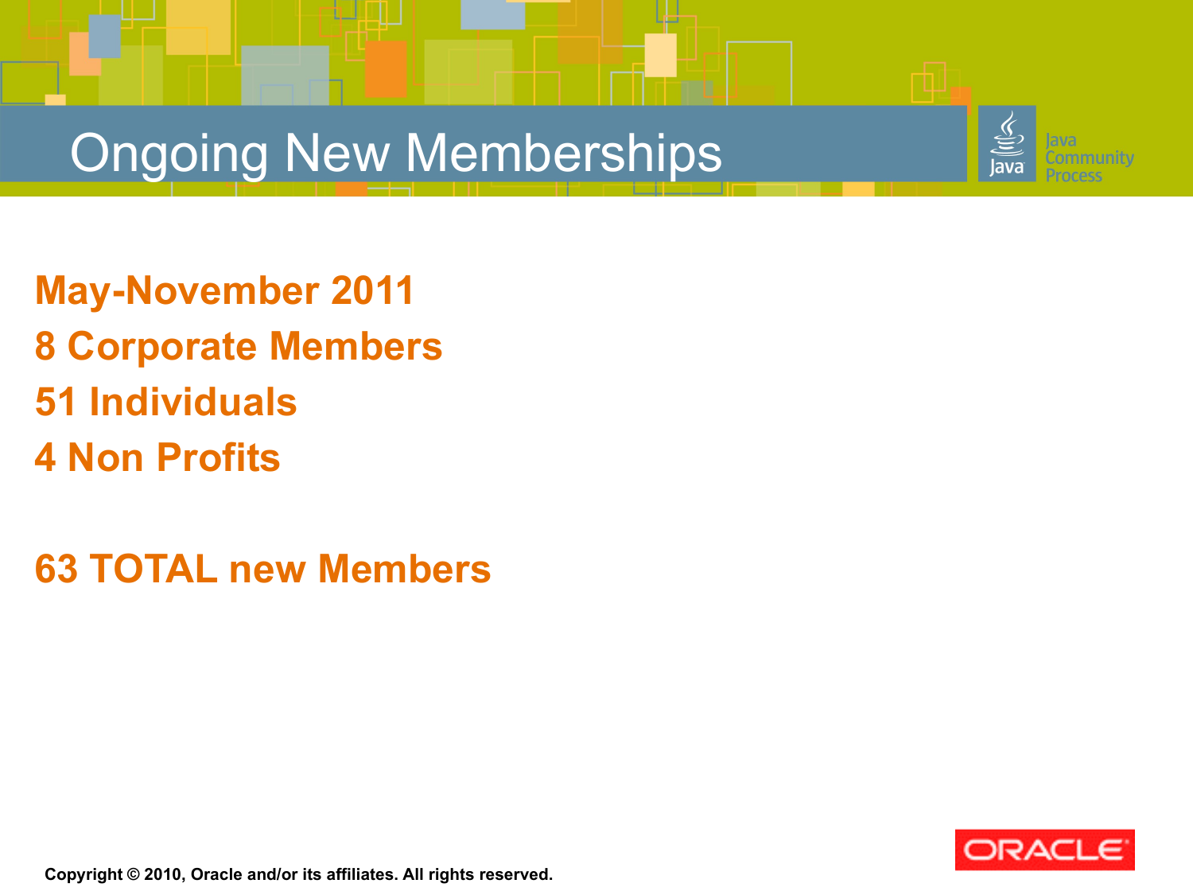# Ongoing New Memberships

**May-November 2011**

**8 Corporate Members**

**51 Individuals**

**4 Non Profits**

**63 TOTAL new Members**

Copyright © 2010, Oracle and/or its affiliates. All rights reserved.